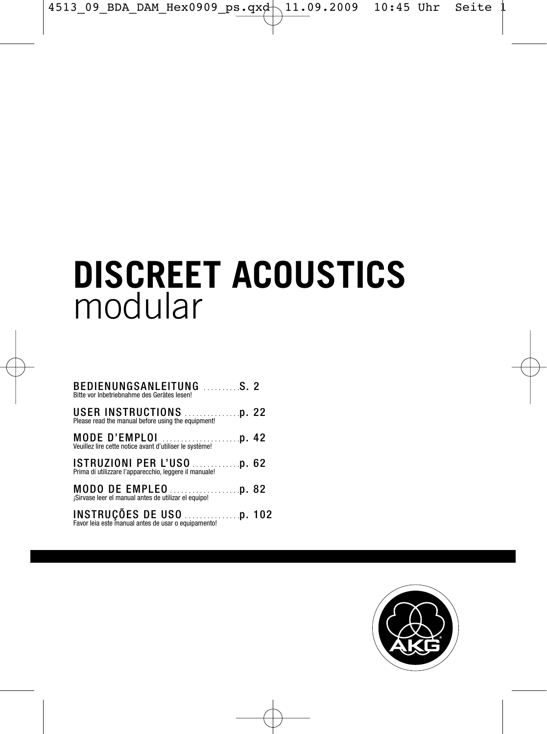# DISCREET ACOUSTICS
## modular

**BEDIENUNGSANLEITUNG** .......... **S. 2**
Bitte vor Inbetriebnahme des Gerätes lesen!

**USER INSTRUCTIONS** ............... **p. 22**
Please read the manual before using the equipment!

**MODE D'EMPLOI** ..................... **p. 42**
Veuillez lire cette notice avant d'utiliser le système!

**ISTRUZIONI PER L'USO** ............. **p. 62**
Prima di utilizzare l'apparecchio, leggere il manuale!

**MODO DE EMPLEO** ................... **p. 82**
¡Sírvase leer el manual antes de utilizar el equipo!

**INSTRUÇÕES DE USO** ............... **p. 102**
Favor leia este manual antes de usar o equipamento!

AKG®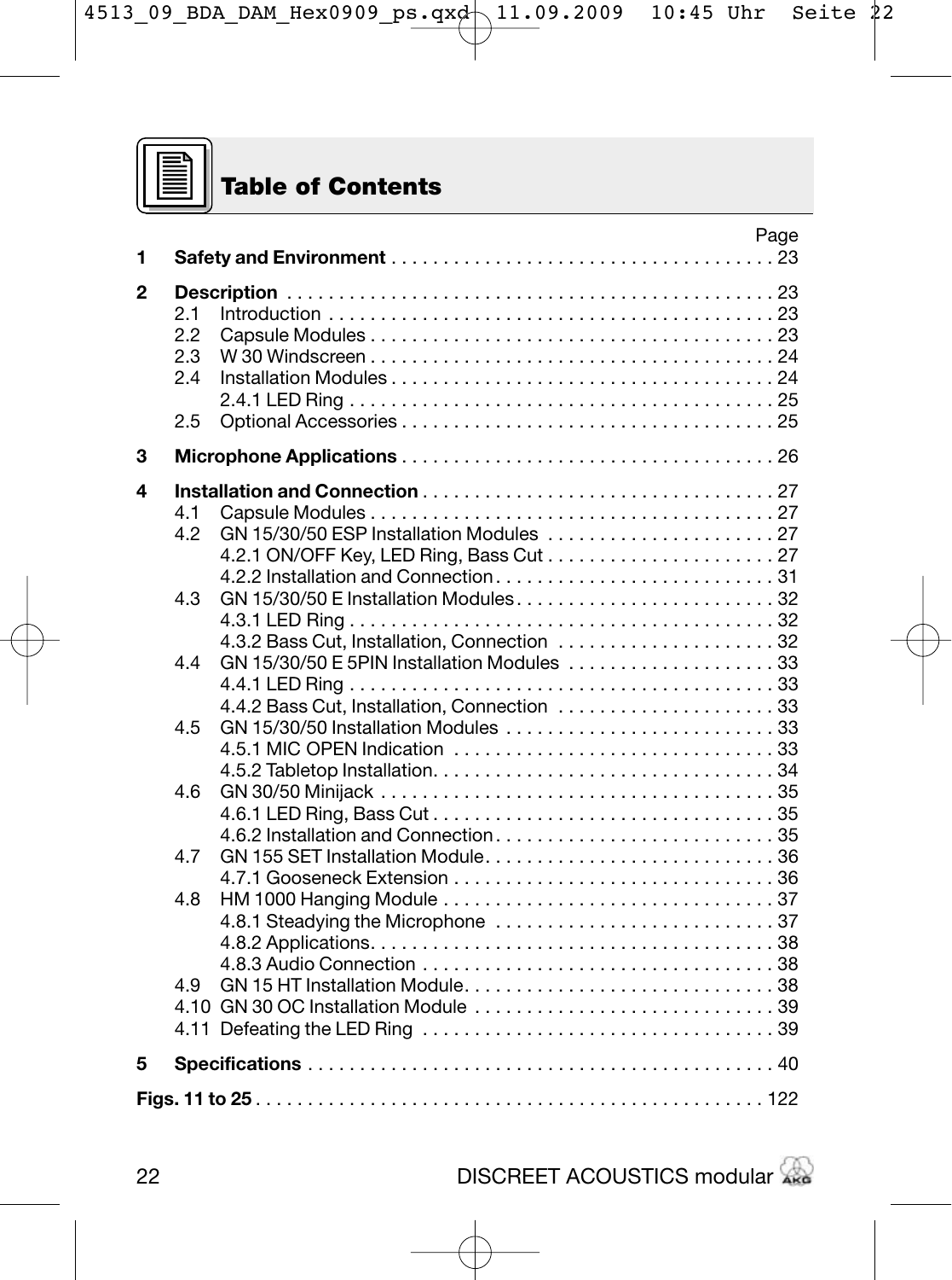# Table of Contents

| | | Page |
|---|---|---|
| **1** | **Safety and Environment** | 23 |
| **2** | **Description** | 23 |
| | 2.1 Introduction | 23 |
| | 2.2 Capsule Modules | 23 |
| | 2.3 W 30 Windscreen | 24 |
| | 2.4 Installation Modules | 24 |
| | 2.4.1 LED Ring | 25 |
| | 2.5 Optional Accessories | 25 |
| **3** | **Microphone Applications** | 26 |
| **4** | **Installation and Connection** | 27 |
| | 4.1 Capsule Modules | 27 |
| | 4.2 GN 15/30/50 ESP Installation Modules | 27 |
| | 4.2.1 ON/OFF Key, LED Ring, Bass Cut | 27 |
| | 4.2.2 Installation and Connection | 31 |
| | 4.3 GN 15/30/50 E Installation Modules | 32 |
| | 4.3.1 LED Ring | 32 |
| | 4.3.2 Bass Cut, Installation, Connection | 32 |
| | 4.4 GN 15/30/50 E 5PIN Installation Modules | 33 |
| | 4.4.1 LED Ring | 33 |
| | 4.4.2 Bass Cut, Installation, Connection | 33 |
| | 4.5 GN 15/30/50 Installation Modules | 33 |
| | 4.5.1 MIC OPEN Indication | 33 |
| | 4.5.2 Tabletop Installation | 34 |
| | 4.6 GN 30/50 Minijack | 35 |
| | 4.6.1 LED Ring, Bass Cut | 35 |
| | 4.6.2 Installation and Connection | 35 |
| | 4.7 GN 155 SET Installation Module | 36 |
| | 4.7.1 Gooseneck Extension | 36 |
| | 4.8 HM 1000 Hanging Module | 37 |
| | 4.8.1 Steadying the Microphone | 37 |
| | 4.8.2 Applications | 38 |
| | 4.8.3 Audio Connection | 38 |
| | 4.9 GN 15 HT Installation Module | 38 |
| | 4.10 GN 30 OC Installation Module | 39 |
| | 4.11 Defeating the LED Ring | 39 |
| **5** | **Specifications** | 40 |
| **Figs. 11 to 25** | | 122 |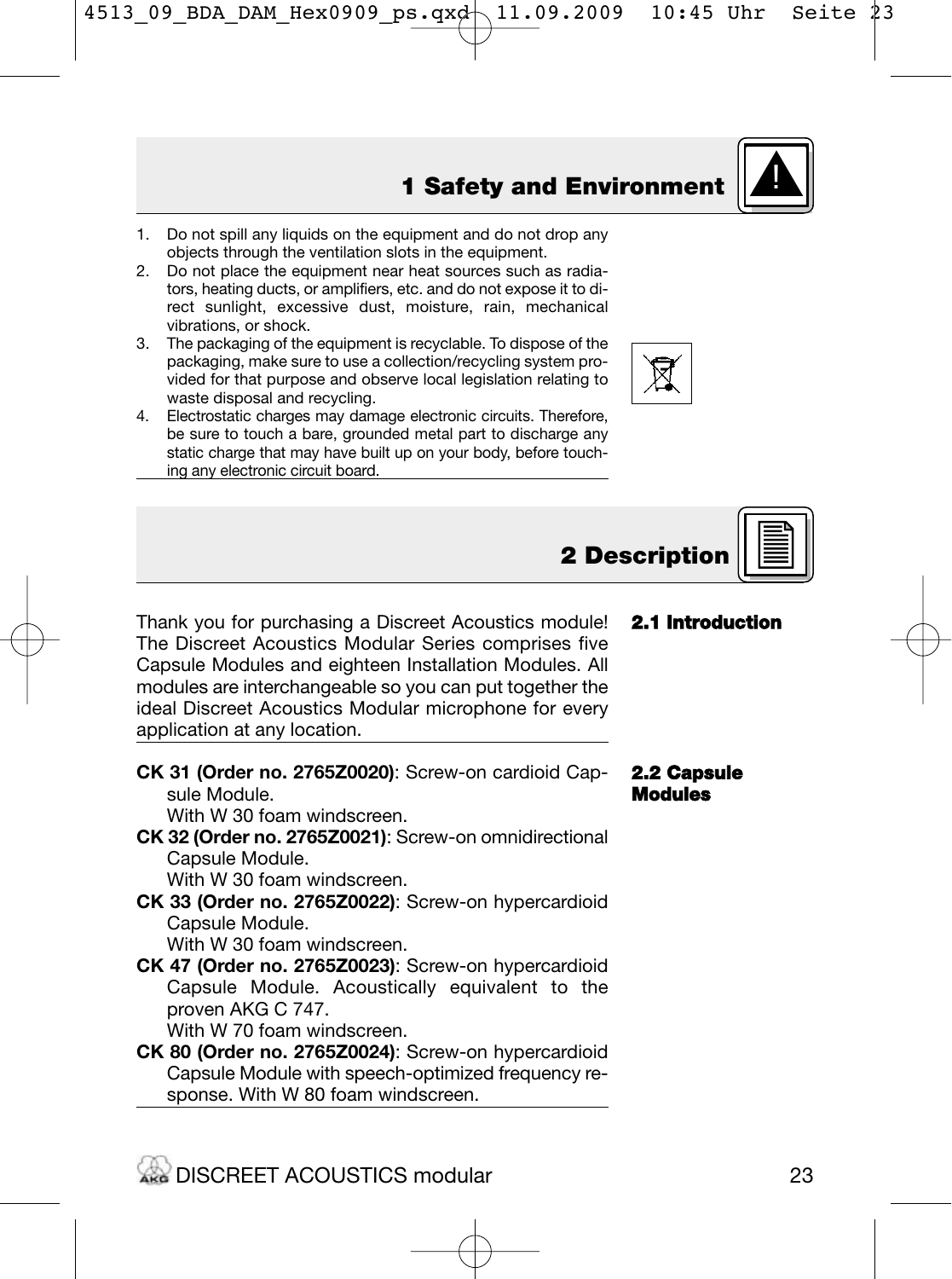# 1 Safety and Environment

1. Do not spill any liquids on the equipment and do not drop any objects through the ventilation slots in the equipment.
2. Do not place the equipment near heat sources such as radiators, heating ducts, or amplifiers, etc. and do not expose it to direct sunlight, excessive dust, moisture, rain, mechanical vibrations, or shock.
3. The packaging of the equipment is recyclable. To dispose of the packaging, make sure to use a collection/recycling system provided for that purpose and observe local legislation relating to waste disposal and recycling.
4. Electrostatic charges may damage electronic circuits. Therefore, be sure to touch a bare, grounded metal part to discharge any static charge that may have built up on your body, before touching any electronic circuit board.

# 2 Description

## 2.1 Introduction

Thank you for purchasing a Discreet Acoustics module! The Discreet Acoustics Modular Series comprises five Capsule Modules and eighteen Installation Modules. All modules are interchangeable so you can put together the ideal Discreet Acoustics Modular microphone for every application at any location.

## 2.2 Capsule Modules

**CK 31 (Order no. 2765Z0020)**: Screw-on cardioid Capsule Module.
With W 30 foam windscreen.

**CK 32 (Order no. 2765Z0021)**: Screw-on omnidirectional Capsule Module.
With W 30 foam windscreen.

**CK 33 (Order no. 2765Z0022)**: Screw-on hypercardioid Capsule Module.
With W 30 foam windscreen.

**CK 47 (Order no. 2765Z0023)**: Screw-on hypercardioid Capsule Module. Acoustically equivalent to the proven AKG C 747.
With W 70 foam windscreen.

**CK 80 (Order no. 2765Z0024)**: Screw-on hypercardioid Capsule Module with speech-optimized frequency response. With W 80 foam windscreen.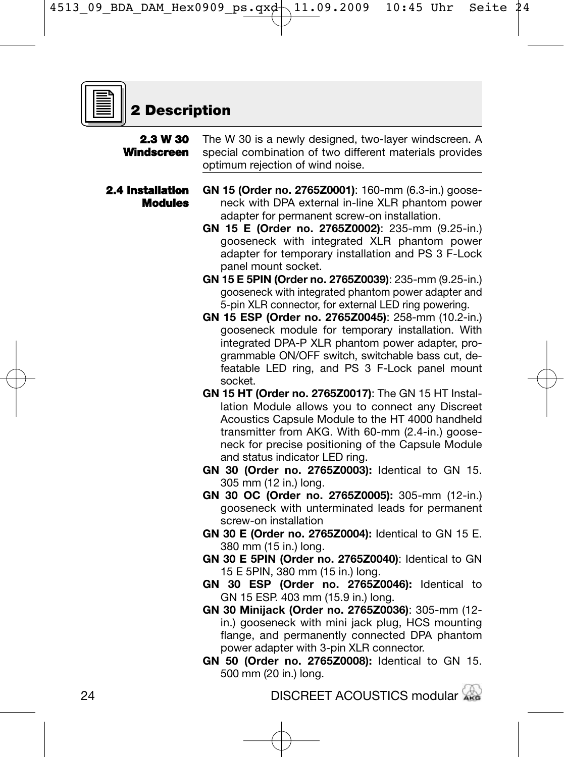## 2 Description

### 2.3 W 30 Windscreen

The W 30 is a newly designed, two-layer windscreen. A special combination of two different materials provides optimum rejection of wind noise.

### 2.4 Installation Modules

**GN 15 (Order no. 2765Z0001)**: 160-mm (6.3-in.) gooseneck with DPA external in-line XLR phantom power adapter for permanent screw-on installation.

**GN 15 E (Order no. 2765Z0002)**: 235-mm (9.25-in.) gooseneck with integrated XLR phantom power adapter for temporary installation and PS 3 F-Lock panel mount socket.

**GN 15 E 5PIN (Order no. 2765Z0039)**: 235-mm (9.25-in.) gooseneck with integrated phantom power adapter and 5-pin XLR connector, for external LED ring powering.

**GN 15 ESP (Order no. 2765Z0045)**: 258-mm (10.2-in.) gooseneck module for temporary installation. With integrated DPA-P XLR phantom power adapter, programmable ON/OFF switch, switchable bass cut, defeatable LED ring, and PS 3 F-Lock panel mount socket.

**GN 15 HT (Order no. 2765Z0017)**: The GN 15 HT Installation Module allows you to connect any Discreet Acoustics Capsule Module to the HT 4000 handheld transmitter from AKG. With 60-mm (2.4-in.) gooseneck for precise positioning of the Capsule Module and status indicator LED ring.

**GN 30 (Order no. 2765Z0003):** Identical to GN 15. 305 mm (12 in.) long.

**GN 30 OC (Order no. 2765Z0005):** 305-mm (12-in.) gooseneck with unterminated leads for permanent screw-on installation

**GN 30 E (Order no. 2765Z0004):** Identical to GN 15 E. 380 mm (15 in.) long.

**GN 30 E 5PIN (Order no. 2765Z0040)**: Identical to GN 15 E 5PIN, 380 mm (15 in.) long.

**GN 30 ESP (Order no. 2765Z0046):** Identical to GN 15 ESP. 403 mm (15.9 in.) long.

**GN 30 Minijack (Order no. 2765Z0036)**: 305-mm (12-in.) gooseneck with mini jack plug, HCS mounting flange, and permanently connected DPA phantom power adapter with 3-pin XLR connector.

**GN 50 (Order no. 2765Z0008):** Identical to GN 15. 500 mm (20 in.) long.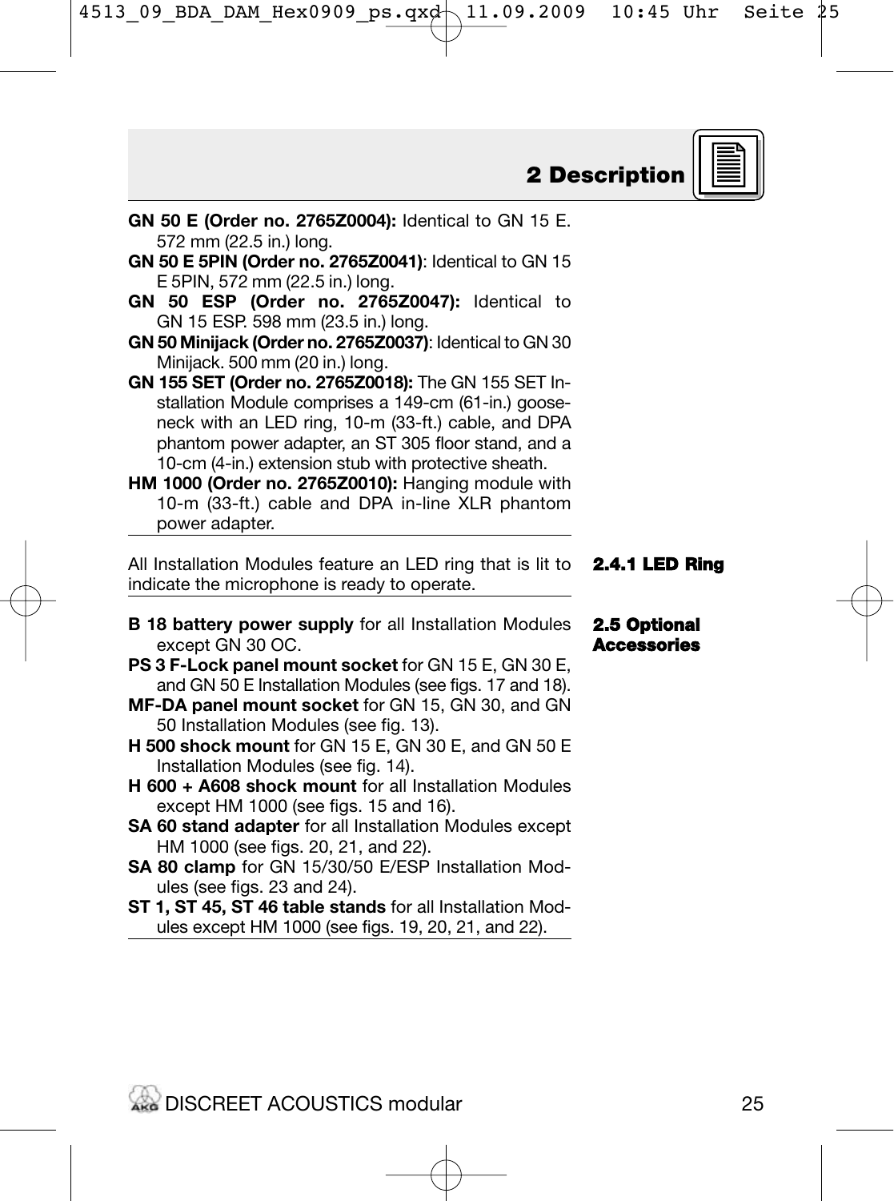**GN 50 E (Order no. 2765Z0004):** Identical to GN 15 E. 572 mm (22.5 in.) long.

**GN 50 E 5PIN (Order no. 2765Z0041)**: Identical to GN 15 E 5PIN, 572 mm (22.5 in.) long.

**GN 50 ESP (Order no. 2765Z0047):** Identical to GN 15 ESP. 598 mm (23.5 in.) long.

**GN 50 Minijack (Order no. 2765Z0037)**: Identical to GN 30 Minijack. 500 mm (20 in.) long.

**GN 155 SET (Order no. 2765Z0018):** The GN 155 SET Installation Module comprises a 149-cm (61-in.) gooseneck with an LED ring, 10-m (33-ft.) cable, and DPA phantom power adapter, an ST 305 floor stand, and a 10-cm (4-in.) extension stub with protective sheath.

**HM 1000 (Order no. 2765Z0010):** Hanging module with 10-m (33-ft.) cable and DPA in-line XLR phantom power adapter.

### 2.4.1 LED Ring

All Installation Modules feature an LED ring that is lit to indicate the microphone is ready to operate.

## 2.5 Optional Accessories

**B 18 battery power supply** for all Installation Modules except GN 30 OC.

**PS 3 F-Lock panel mount socket** for GN 15 E, GN 30 E, and GN 50 E Installation Modules (see figs. 17 and 18).

**MF-DA panel mount socket** for GN 15, GN 30, and GN 50 Installation Modules (see fig. 13).

**H 500 shock mount** for GN 15 E, GN 30 E, and GN 50 E Installation Modules (see fig. 14).

**H 600 + A608 shock mount** for all Installation Modules except HM 1000 (see figs. 15 and 16).

**SA 60 stand adapter** for all Installation Modules except HM 1000 (see figs. 20, 21, and 22).

**SA 80 clamp** for GN 15/30/50 E/ESP Installation Modules (see figs. 23 and 24).

**ST 1, ST 45, ST 46 table stands** for all Installation Modules except HM 1000 (see figs. 19, 20, 21, and 22).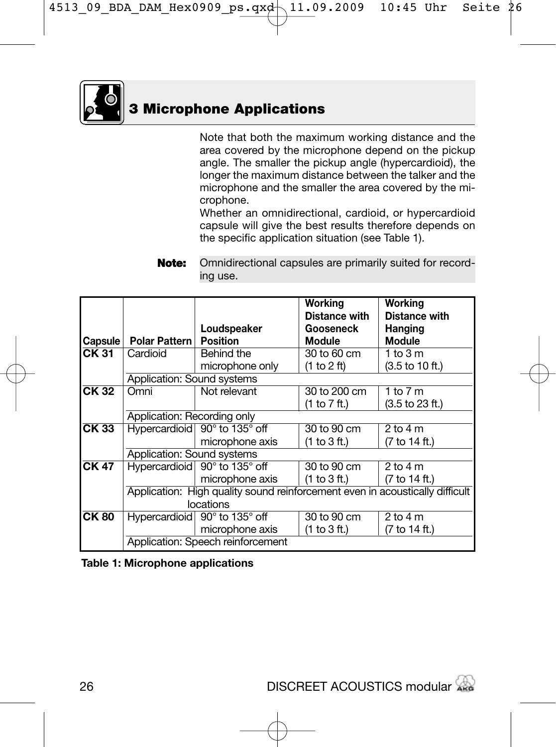# 3 Microphone Applications

Note that both the maximum working distance and the area covered by the microphone depend on the pickup angle. The smaller the pickup angle (hypercardioid), the longer the maximum distance between the talker and the microphone and the smaller the area covered by the microphone.

Whether an omnidirectional, cardioid, or hypercardioid capsule will give the best results therefore depends on the specific application situation (see Table 1).

**Note:** Omnidirectional capsules are primarily suited for recording use.

| Capsule | Polar Pattern | Loudspeaker Position | Working Distance with Gooseneck Module | Working Distance with Hanging Module |
|---|---|---|---|---|
| **CK 31** | Cardioid | Behind the microphone only | 30 to 60 cm (1 to 2 ft) | 1 to 3 m (3.5 to 10 ft.) |
| | Application: Sound systems | | | |
| **CK 32** | Omni | Not relevant | 30 to 200 cm (1 to 7 ft.) | 1 to 7 m (3.5 to 23 ft.) |
| | Application: Recording only | | | |
| **CK 33** | Hypercardioid | 90° to 135° off microphone axis | 30 to 90 cm (1 to 3 ft.) | 2 to 4 m (7 to 14 ft.) |
| | Application: Sound systems | | | |
| **CK 47** | Hypercardioid | 90° to 135° off microphone axis | 30 to 90 cm (1 to 3 ft.) | 2 to 4 m (7 to 14 ft.) |
| | Application: High quality sound reinforcement even in acoustically difficult locations | | | |
| **CK 80** | Hypercardioid | 90° to 135° off microphone axis | 30 to 90 cm (1 to 3 ft.) | 2 to 4 m (7 to 14 ft.) |
| | Application: Speech reinforcement | | | |

**Table 1: Microphone applications**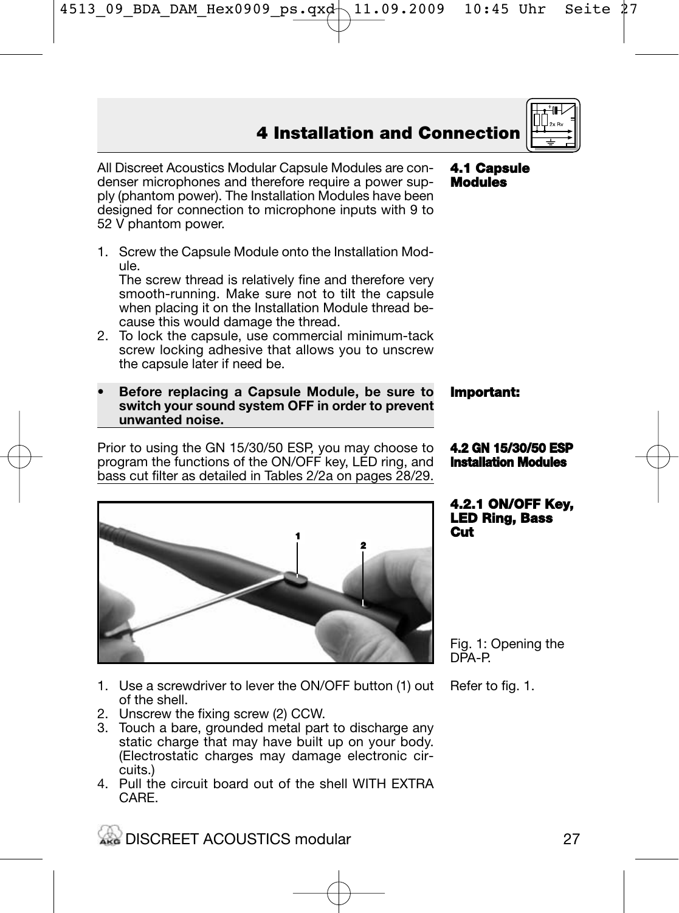# 4 Installation and Connection

## 4.1 Capsule Modules

All Discreet Acoustics Modular Capsule Modules are condenser microphones and therefore require a power supply (phantom power). The Installation Modules have been designed for connection to microphone inputs with 9 to 52 V phantom power.

1. Screw the Capsule Module onto the Installation Module.
   The screw thread is relatively fine and therefore very smooth-running. Make sure not to tilt the capsule when placing it on the Installation Module thread because this would damage the thread.
2. To lock the capsule, use commercial minimum-tack screw locking adhesive that allows you to unscrew the capsule later if need be.

**Important:**

- **Before replacing a Capsule Module, be sure to switch your sound system OFF in order to prevent unwanted noise.**

## 4.2 GN 15/30/50 ESP Installation Modules

Prior to using the GN 15/30/50 ESP, you may choose to program the functions of the ON/OFF key, LED ring, and bass cut filter as detailed in Tables 2/2a on pages 28/29.

### 4.2.1 ON/OFF Key, LED Ring, Bass Cut

Fig. 1: Opening the DPA-P.

Refer to fig. 1.

1. Use a screwdriver to lever the ON/OFF button (1) out of the shell.
2. Unscrew the fixing screw (2) CCW.
3. Touch a bare, grounded metal part to discharge any static charge that may have built up on your body. (Electrostatic charges may damage electronic circuits.)
4. Pull the circuit board out of the shell WITH EXTRA CARE.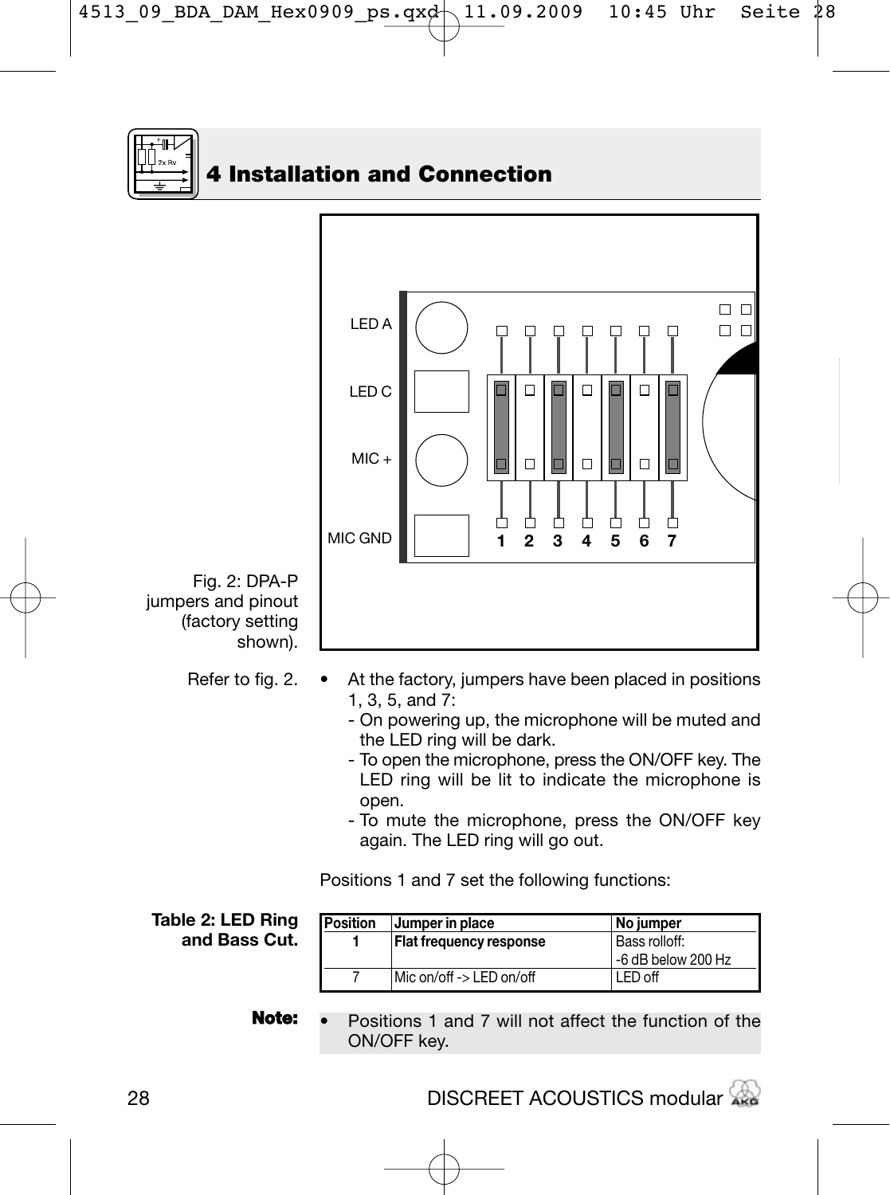# 4 Installation and Connection

Fig. 2: DPA-P jumpers and pinout (factory setting shown).

Refer to fig. 2.

- At the factory, jumpers have been placed in positions 1, 3, 5, and 7:
  - On powering up, the microphone will be muted and the LED ring will be dark.
  - To open the microphone, press the ON/OFF key. The LED ring will be lit to indicate the microphone is open.
  - To mute the microphone, press the ON/OFF key again. The LED ring will go out.

Positions 1 and 7 set the following functions:

**Table 2: LED Ring and Bass Cut.**

| Position | Jumper in place | No jumper |
|---|---|---|
| **1** | **Flat frequency response** | Bass rolloff: -6 dB below 200 Hz |
| 7 | Mic on/off -> LED on/off | LED off |

**Note:**

- Positions 1 and 7 will not affect the function of the ON/OFF key.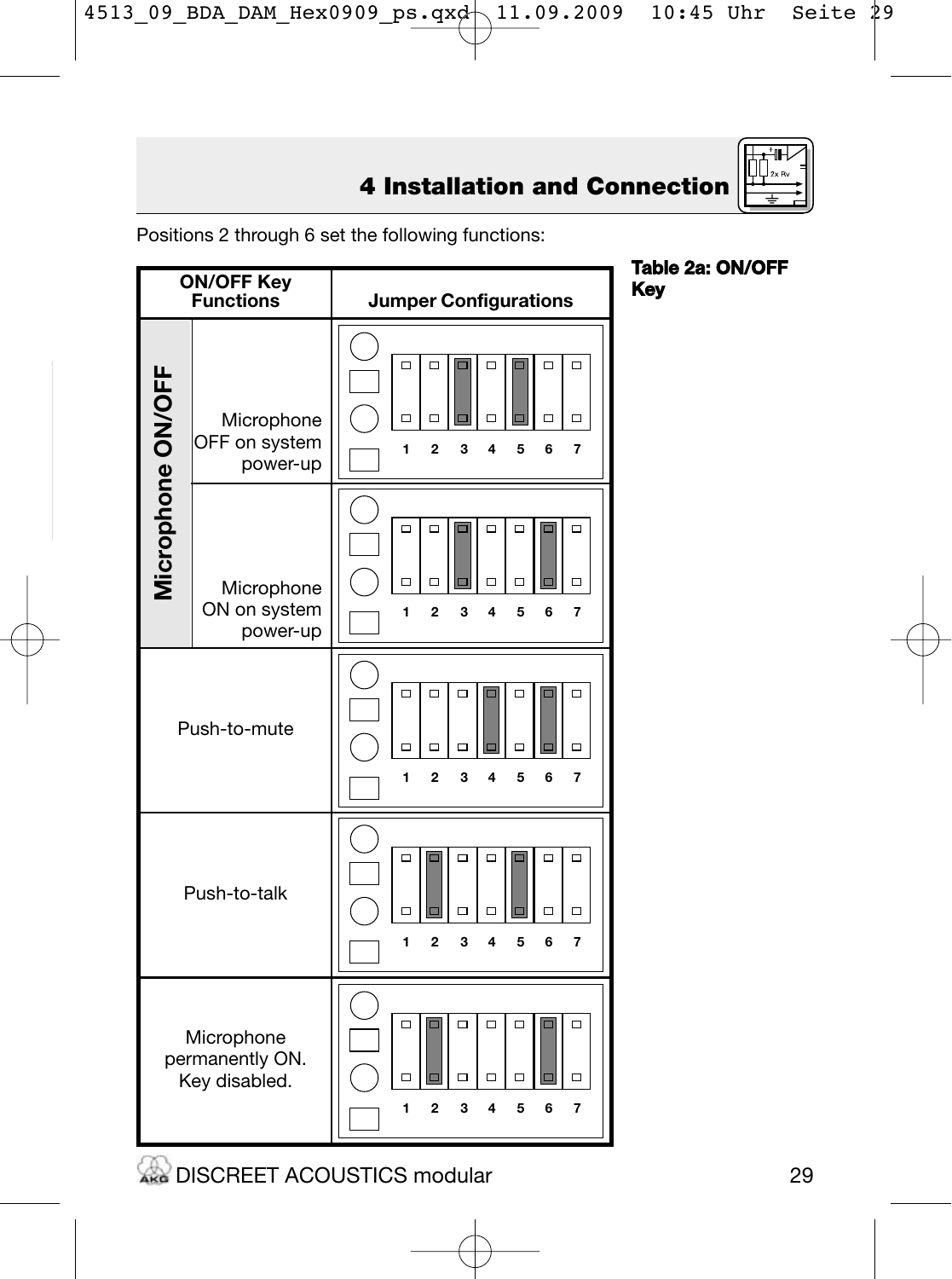## 4 Installation and Connection

Positions 2 through 6 set the following functions:

**Table 2a: ON/OFF Key**

| ON/OFF Key Functions | | Jumper Configurations |
|---|---|---|
| Microphone ON/OFF | Microphone OFF on system power-up | Jumpers at positions 3 and 5 |
| | Microphone ON on system power-up | Jumpers at positions 3 and 6 |
| Push-to-mute | | Jumpers at positions 4 and 6 |
| Push-to-talk | | Jumpers at positions 2 and 5 |
| Microphone permanently ON. Key disabled. | | Jumpers at positions 2 and 6 |

DISCREET ACOUSTICS modular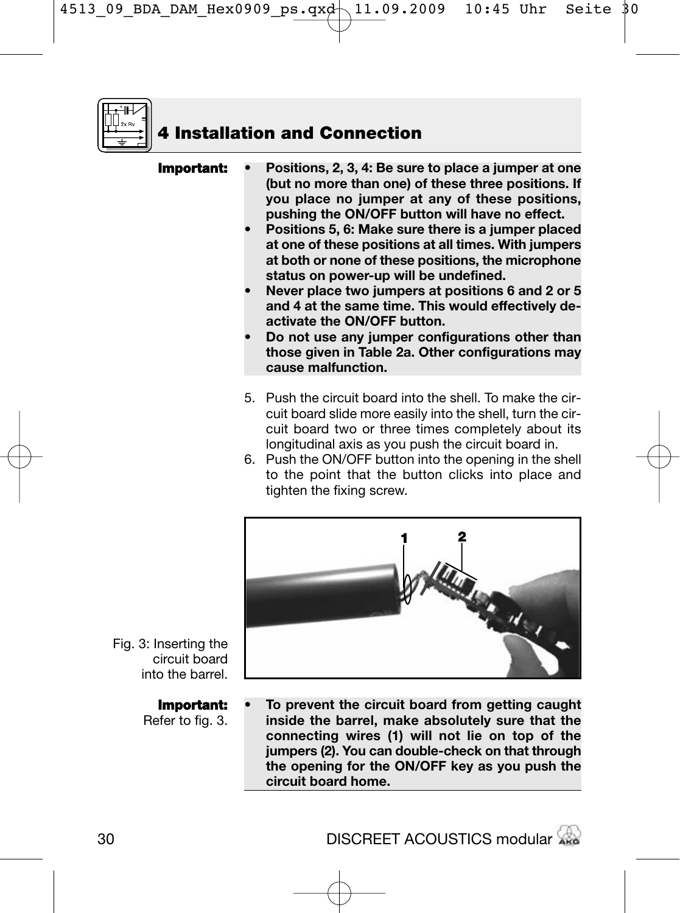# 4 Installation and Connection

**Important:**

- **Positions, 2, 3, 4: Be sure to place a jumper at one (but no more than one) of these three positions. If you place no jumper at any of these positions, pushing the ON/OFF button will have no effect.**
- **Positions 5, 6: Make sure there is a jumper placed at one of these positions at all times. With jumpers at both or none of these positions, the microphone status on power-up will be undefined.**
- **Never place two jumpers at positions 6 and 2 or 5 and 4 at the same time. This would effectively de-activate the ON/OFF button.**
- **Do not use any jumper configurations other than those given in Table 2a. Other configurations may cause malfunction.**

5. Push the circuit board into the shell. To make the circuit board slide more easily into the shell, turn the circuit board two or three times completely about its longitudinal axis as you push the circuit board in.
6. Push the ON/OFF button into the opening in the shell to the point that the button clicks into place and tighten the fixing screw.

Fig. 3: Inserting the circuit board into the barrel.

**Important:**
Refer to fig. 3.

- **To prevent the circuit board from getting caught inside the barrel, make absolutely sure that the connecting wires (1) will not lie on top of the jumpers (2). You can double-check on that through the opening for the ON/OFF key as you push the circuit board home.**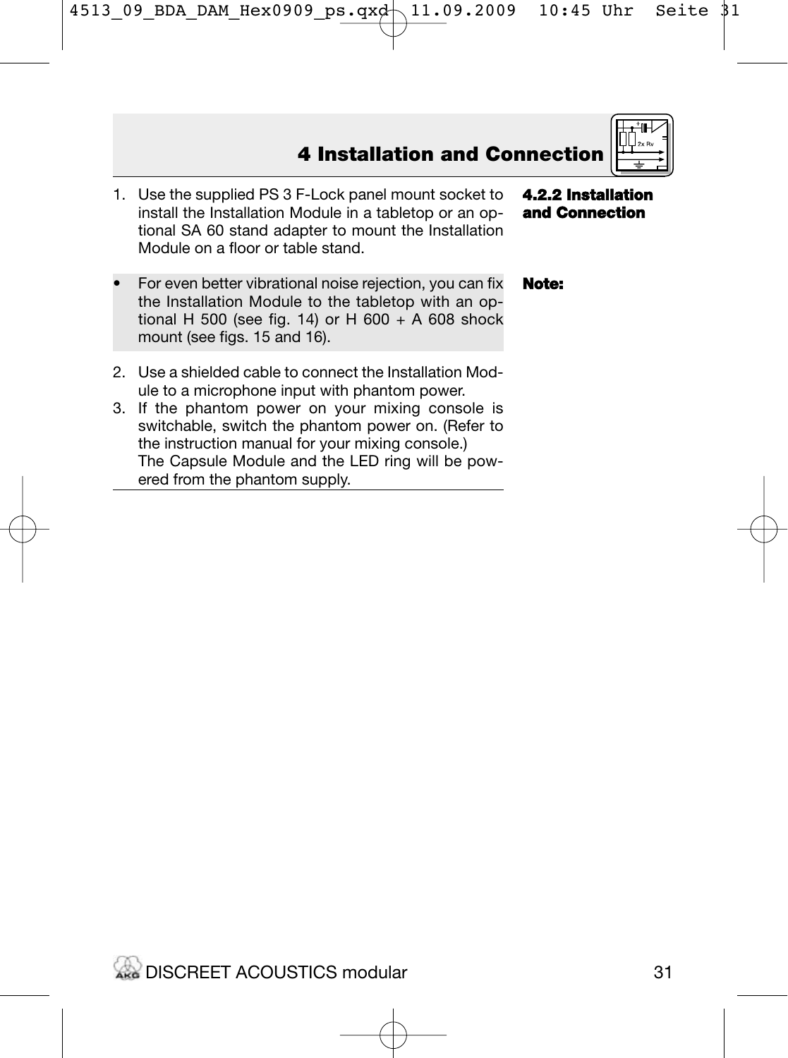# 4 Installation and Connection

### 4.2.2 Installation and Connection

1. Use the supplied PS 3 F-Lock panel mount socket to install the Installation Module in a tabletop or an optional SA 60 stand adapter to mount the Installation Module on a floor or table stand.

**Note:**

- For even better vibrational noise rejection, you can fix the Installation Module to the tabletop with an optional H 500 (see fig. 14) or H 600 + A 608 shock mount (see figs. 15 and 16).

2. Use a shielded cable to connect the Installation Module to a microphone input with phantom power.
3. If the phantom power on your mixing console is switchable, switch the phantom power on. (Refer to the instruction manual for your mixing console.)
   The Capsule Module and the LED ring will be powered from the phantom supply.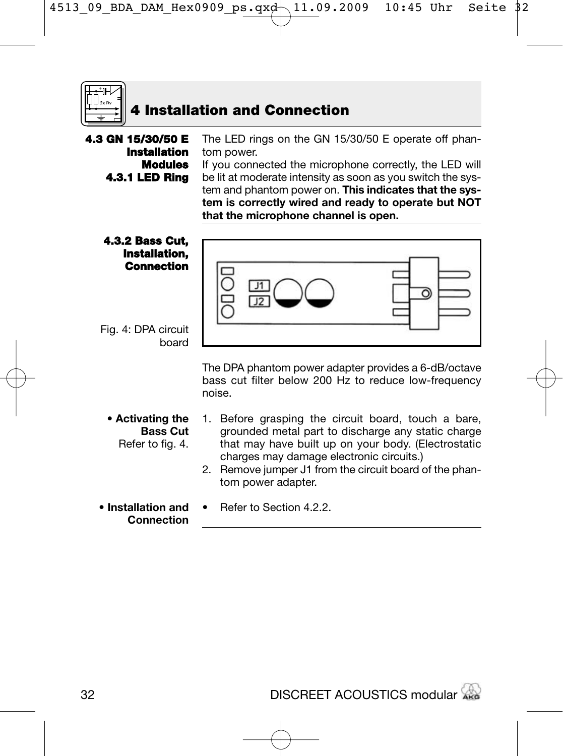# 4 Installation and Connection

## 4.3 GN 15/30/50 E Installation Modules

### 4.3.1 LED Ring

The LED rings on the GN 15/30/50 E operate off phantom power.

If you connected the microphone correctly, the LED will be lit at moderate intensity as soon as you switch the system and phantom power on. **This indicates that the system is correctly wired and ready to operate but NOT that the microphone channel is open.**

### 4.3.2 Bass Cut, Installation, Connection

Fig. 4: DPA circuit board

The DPA phantom power adapter provides a 6-dB/octave bass cut filter below 200 Hz to reduce low-frequency noise.

**• Activating the Bass Cut**
Refer to fig. 4.

1. Before grasping the circuit board, touch a bare, grounded metal part to discharge any static charge that may have built up on your body. (Electrostatic charges may damage electronic circuits.)
2. Remove jumper J1 from the circuit board of the phantom power adapter.

**• Installation and Connection**

- Refer to Section 4.2.2.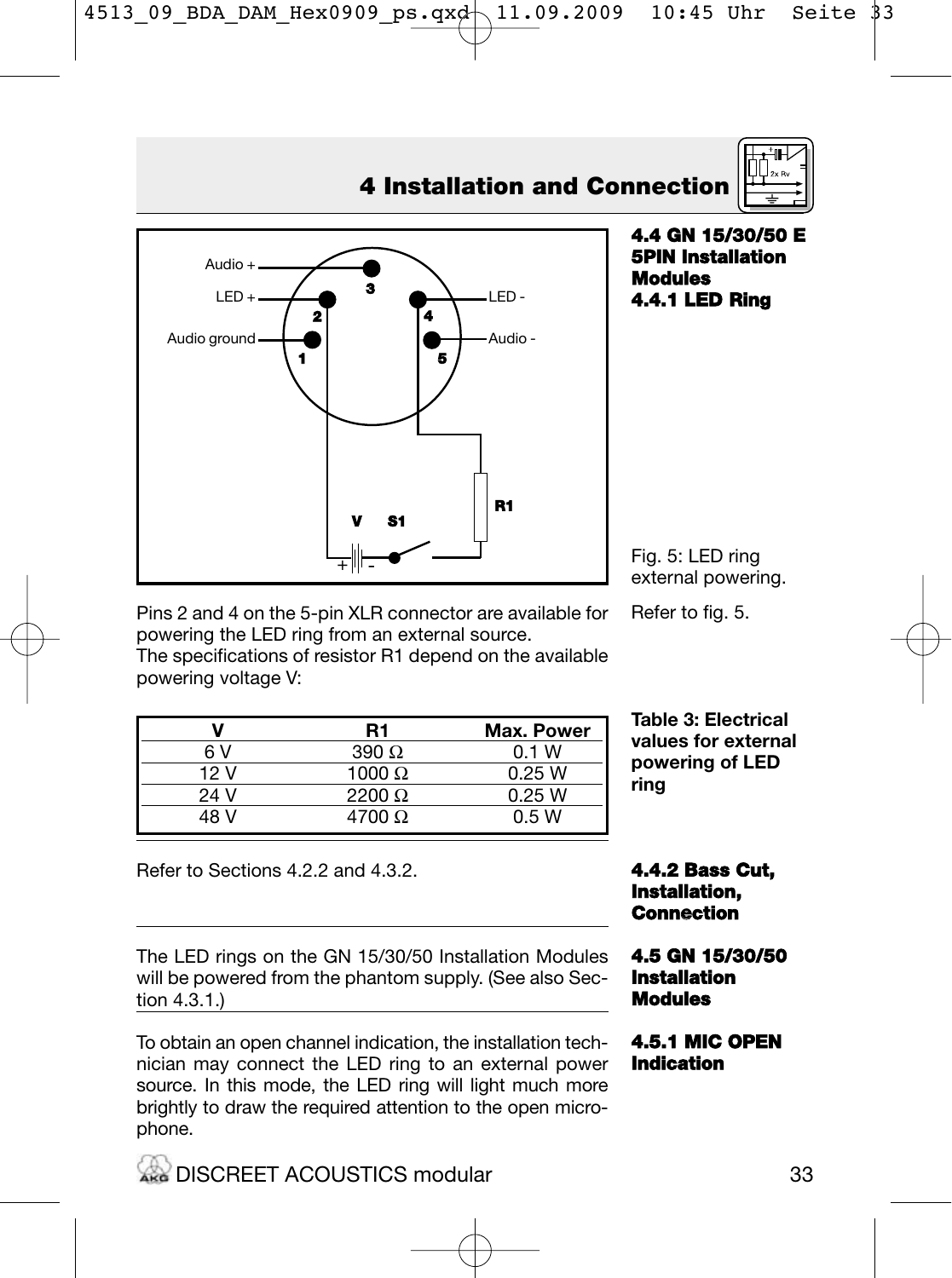# 4 Installation and Connection

## 4.4 GN 15/30/50 E 5PIN Installation Modules

### 4.4.1 LED Ring

Fig. 5: LED ring external powering.

Refer to fig. 5.

Pins 2 and 4 on the 5-pin XLR connector are available for powering the LED ring from an external source.
The specifications of resistor R1 depend on the available powering voltage V:

Table 3: Electrical values for external powering of LED ring

| V | R1 | Max. Power |
|---|---|---|
| 6 V | 390 Ω | 0.1 W |
| 12 V | 1000 Ω | 0.25 W |
| 24 V | 2200 Ω | 0.25 W |
| 48 V | 4700 Ω | 0.5 W |

### 4.4.2 Bass Cut, Installation, Connection

Refer to Sections 4.2.2 and 4.3.2.

## 4.5 GN 15/30/50 Installation Modules

The LED rings on the GN 15/30/50 Installation Modules will be powered from the phantom supply. (See also Section 4.3.1.)

### 4.5.1 MIC OPEN Indication

To obtain an open channel indication, the installation technician may connect the LED ring to an external power source. In this mode, the LED ring will light much more brightly to draw the required attention to the open microphone.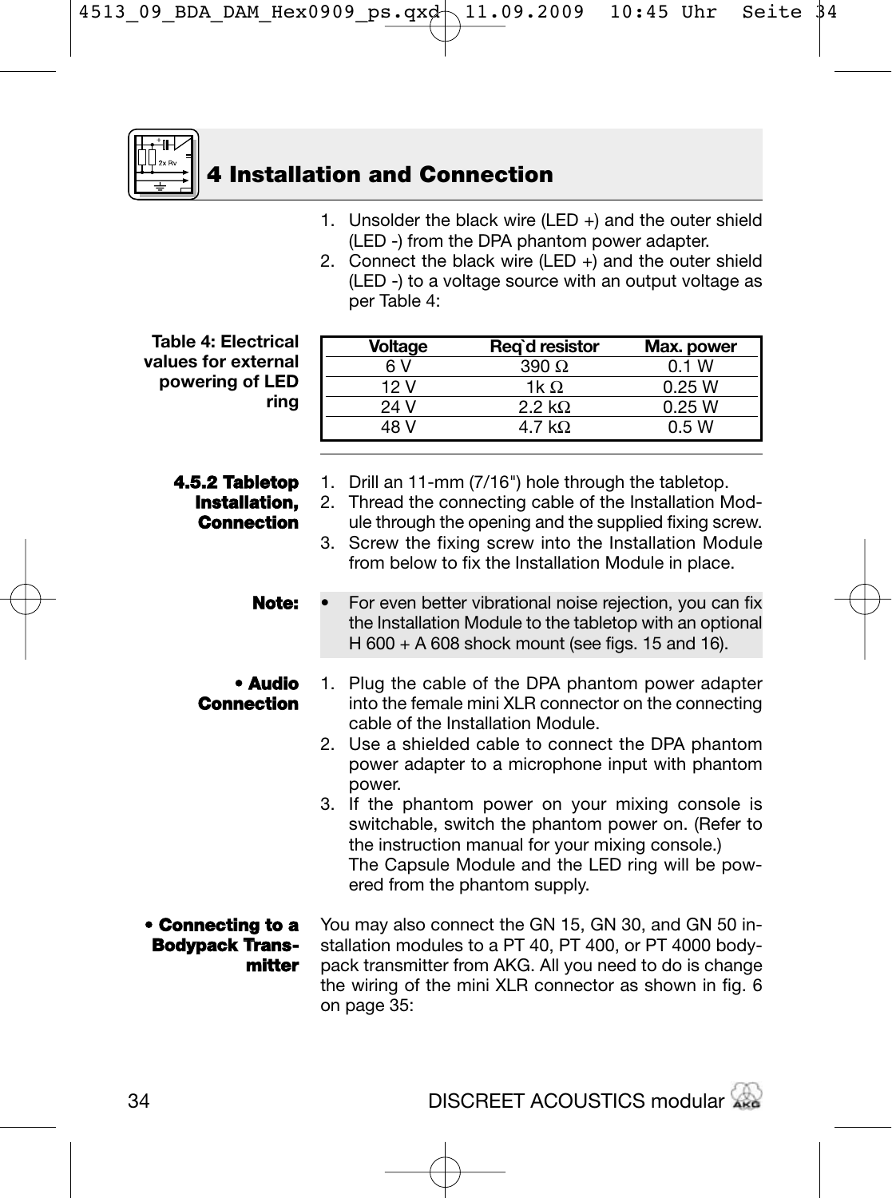# 4 Installation and Connection

1. Unsolder the black wire (LED +) and the outer shield (LED -) from the DPA phantom power adapter.
2. Connect the black wire (LED +) and the outer shield (LED -) to a voltage source with an output voltage as per Table 4:

**Table 4: Electrical values for external powering of LED ring**

| Voltage | Req`d resistor | Max. power |
|---|---|---|
| 6 V | 390 Ω | 0.1 W |
| 12 V | 1k Ω | 0.25 W |
| 24 V | 2.2 kΩ | 0.25 W |
| 48 V | 4.7 kΩ | 0.5 W |

### 4.5.2 Tabletop Installation, Connection

1. Drill an 11-mm (7/16") hole through the tabletop.
2. Thread the connecting cable of the Installation Module through the opening and the supplied fixing screw.
3. Screw the fixing screw into the Installation Module from below to fix the Installation Module in place.

**Note:**

- For even better vibrational noise rejection, you can fix the Installation Module to the tabletop with an optional H 600 + A 608 shock mount (see figs. 15 and 16).

**• Audio Connection**

1. Plug the cable of the DPA phantom power adapter into the female mini XLR connector on the connecting cable of the Installation Module.
2. Use a shielded cable to connect the DPA phantom power adapter to a microphone input with phantom power.
3. If the phantom power on your mixing console is switchable, switch the phantom power on. (Refer to the instruction manual for your mixing console.)
   The Capsule Module and the LED ring will be powered from the phantom supply.

**• Connecting to a Bodypack Transmitter**

You may also connect the GN 15, GN 30, and GN 50 installation modules to a PT 40, PT 400, or PT 4000 bodypack transmitter from AKG. All you need to do is change the wiring of the mini XLR connector as shown in fig. 6 on page 35: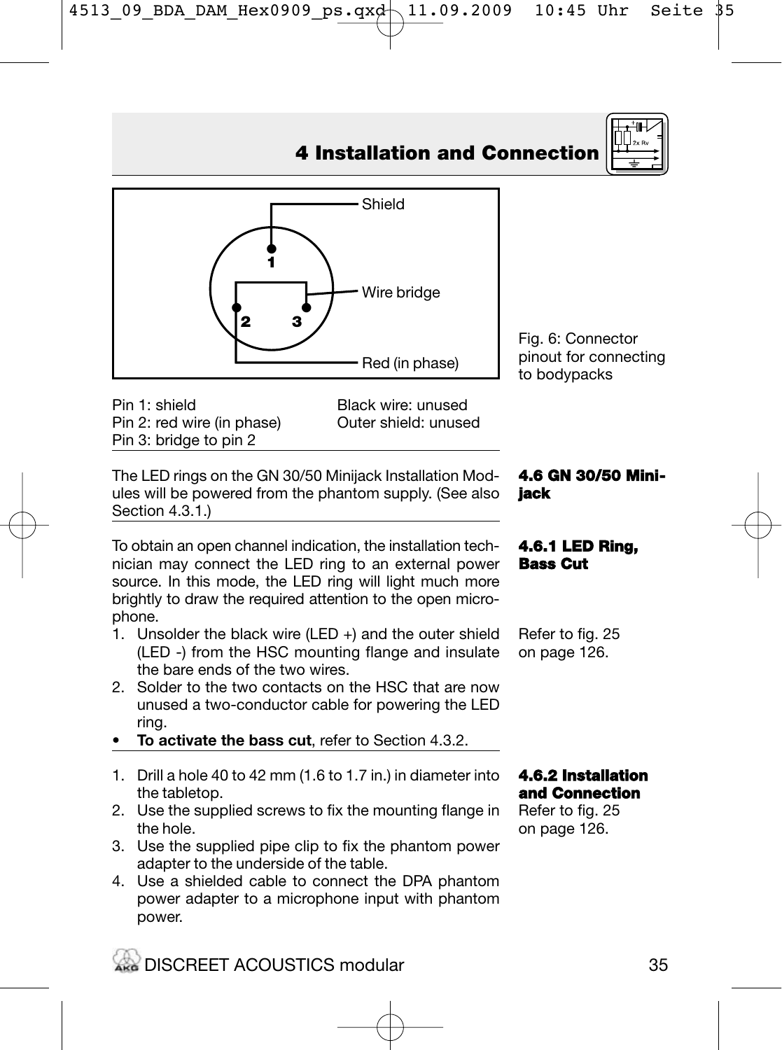## 4 Installation and Connection

Shield

Wire bridge

Red (in phase)

Fig. 6: Connector pinout for connecting to bodypacks

| | |
|---|---|
| Pin 1: shield | Black wire: unused |
| Pin 2: red wire (in phase) | Outer shield: unused |
| Pin 3: bridge to pin 2 | |

### 4.6 GN 30/50 Minijack

The LED rings on the GN 30/50 Minijack Installation Modules will be powered from the phantom supply. (See also Section 4.3.1.)

### 4.6.1 LED Ring, Bass Cut

Refer to fig. 25 on page 126.

To obtain an open channel indication, the installation technician may connect the LED ring to an external power source. In this mode, the LED ring will light much more brightly to draw the required attention to the open microphone.

1. Unsolder the black wire (LED +) and the outer shield (LED -) from the HSC mounting flange and insulate the bare ends of the two wires.
2. Solder to the two contacts on the HSC that are now unused a two-conductor cable for powering the LED ring.

- **To activate the bass cut**, refer to Section 4.3.2.

### 4.6.2 Installation and Connection

Refer to fig. 25 on page 126.

1. Drill a hole 40 to 42 mm (1.6 to 1.7 in.) in diameter into the tabletop.
2. Use the supplied screws to fix the mounting flange in the hole.
3. Use the supplied pipe clip to fix the phantom power adapter to the underside of the table.
4. Use a shielded cable to connect the DPA phantom power adapter to a microphone input with phantom power.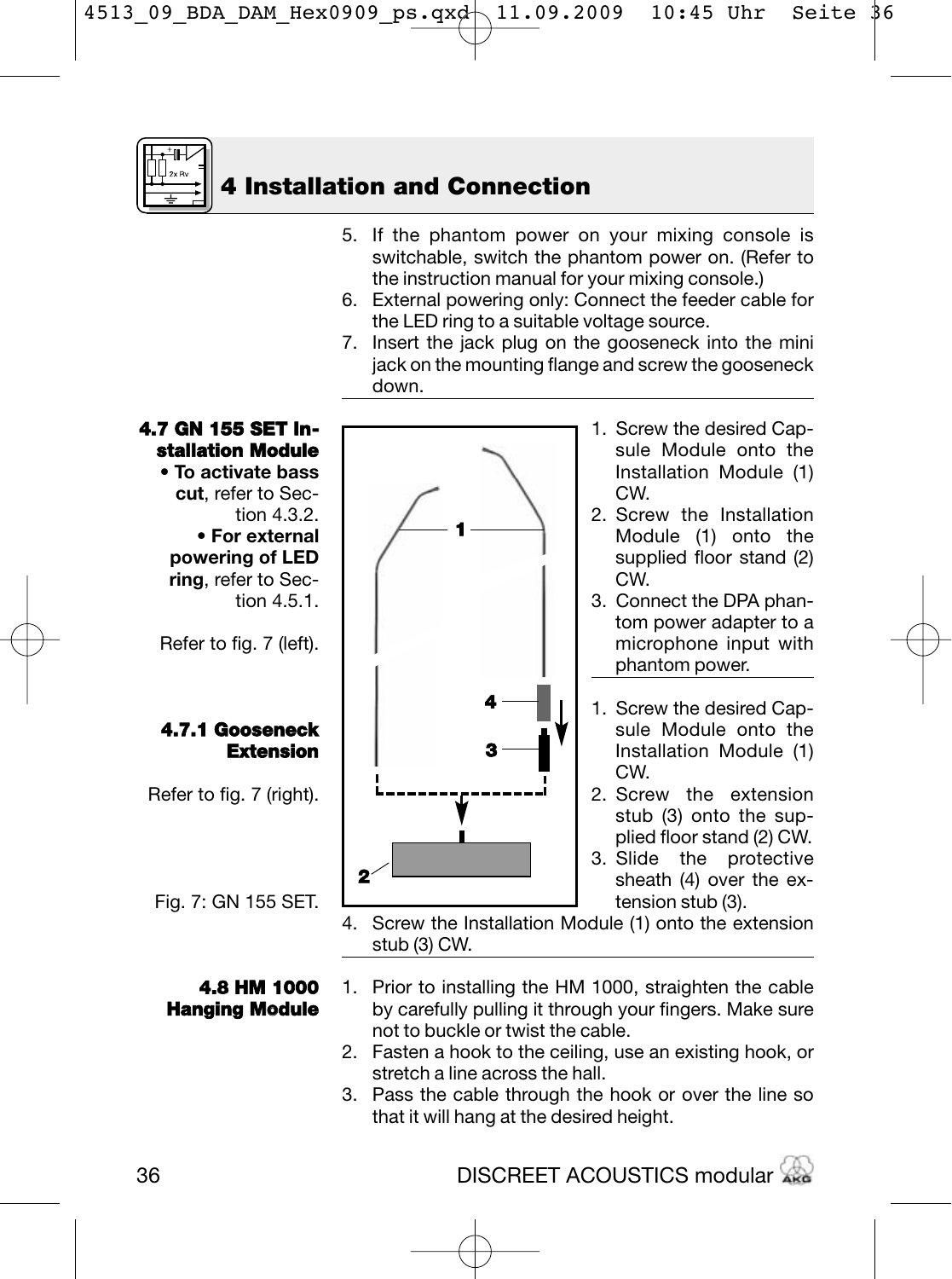# 4 Installation and Connection

5. If the phantom power on your mixing console is switchable, switch the phantom power on. (Refer to the instruction manual for your mixing console.)
6. External powering only: Connect the feeder cable for the LED ring to a suitable voltage source.
7. Insert the jack plug on the gooseneck into the mini jack on the mounting flange and screw the gooseneck down.

## 4.7 GN 155 SET Installation Module

- **To activate bass cut**, refer to Section 4.3.2.
- **For external powering of LED ring**, refer to Section 4.5.1.

Refer to fig. 7 (left).

1. Screw the desired Capsule Module onto the Installation Module (1) CW.
2. Screw the Installation Module (1) onto the supplied floor stand (2) CW.
3. Connect the DPA phantom power adapter to a microphone input with phantom power.

### 4.7.1 Gooseneck Extension

Refer to fig. 7 (right).

1. Screw the desired Capsule Module onto the Installation Module (1) CW.
2. Screw the extension stub (3) onto the supplied floor stand (2) CW.
3. Slide the protective sheath (4) over the extension stub (3).
4. Screw the Installation Module (1) onto the extension stub (3) CW.

Fig. 7: GN 155 SET.

## 4.8 HM 1000 Hanging Module

1. Prior to installing the HM 1000, straighten the cable by carefully pulling it through your fingers. Make sure not to buckle or twist the cable.
2. Fasten a hook to the ceiling, use an existing hook, or stretch a line across the hall.
3. Pass the cable through the hook or over the line so that it will hang at the desired height.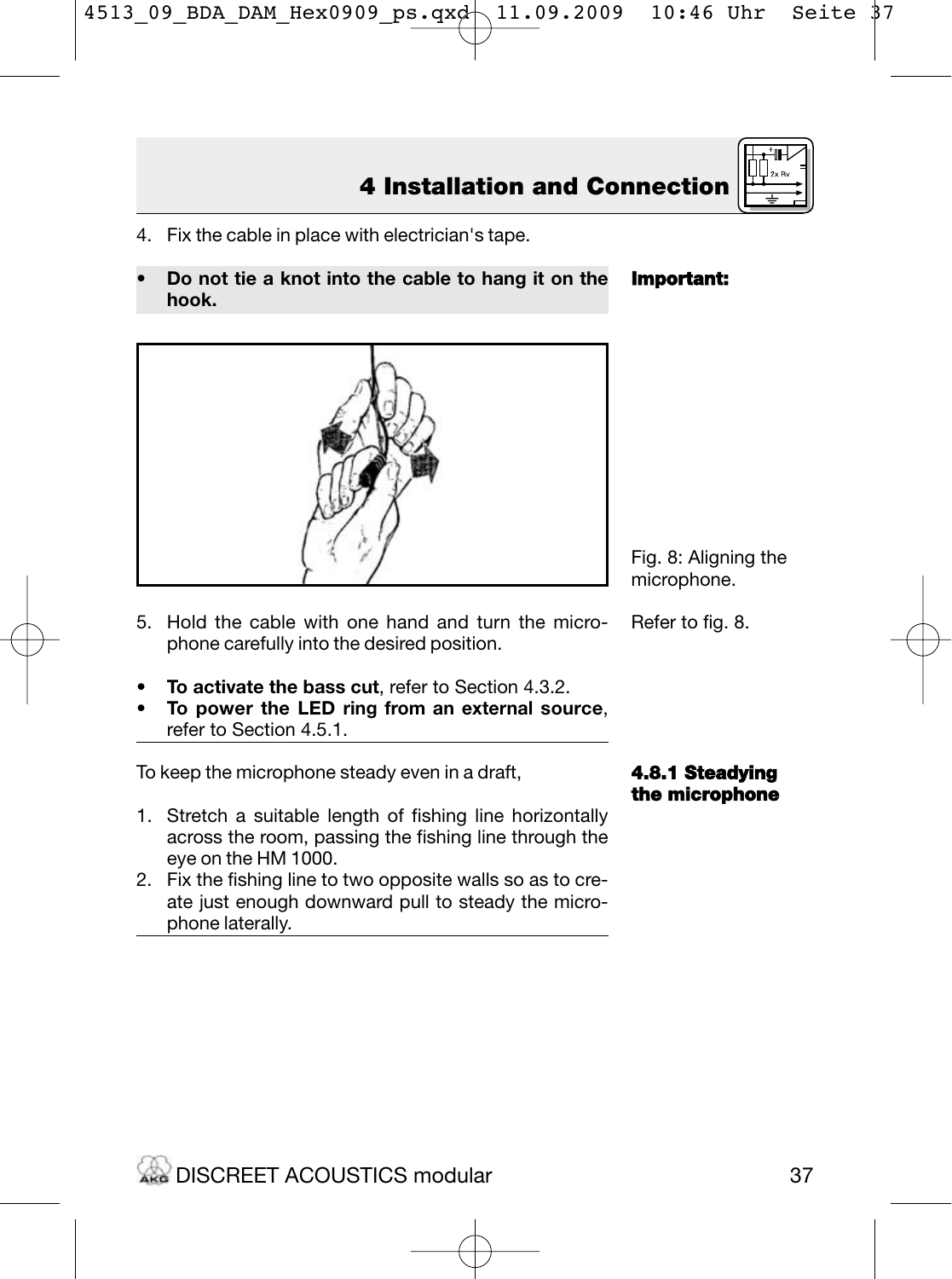## 4 Installation and Connection

4. Fix the cable in place with electrician's tape.

**Important:**

- **Do not tie a knot into the cable to hang it on the hook.**

Fig. 8: Aligning the microphone.

5. Hold the cable with one hand and turn the microphone carefully into the desired position.

Refer to fig. 8.

- **To activate the bass cut**, refer to Section 4.3.2.
- **To power the LED ring from an external source**, refer to Section 4.5.1.

### 4.8.1 Steadying the microphone

To keep the microphone steady even in a draft,

1. Stretch a suitable length of fishing line horizontally across the room, passing the fishing line through the eye on the HM 1000.
2. Fix the fishing line to two opposite walls so as to create just enough downward pull to steady the microphone laterally.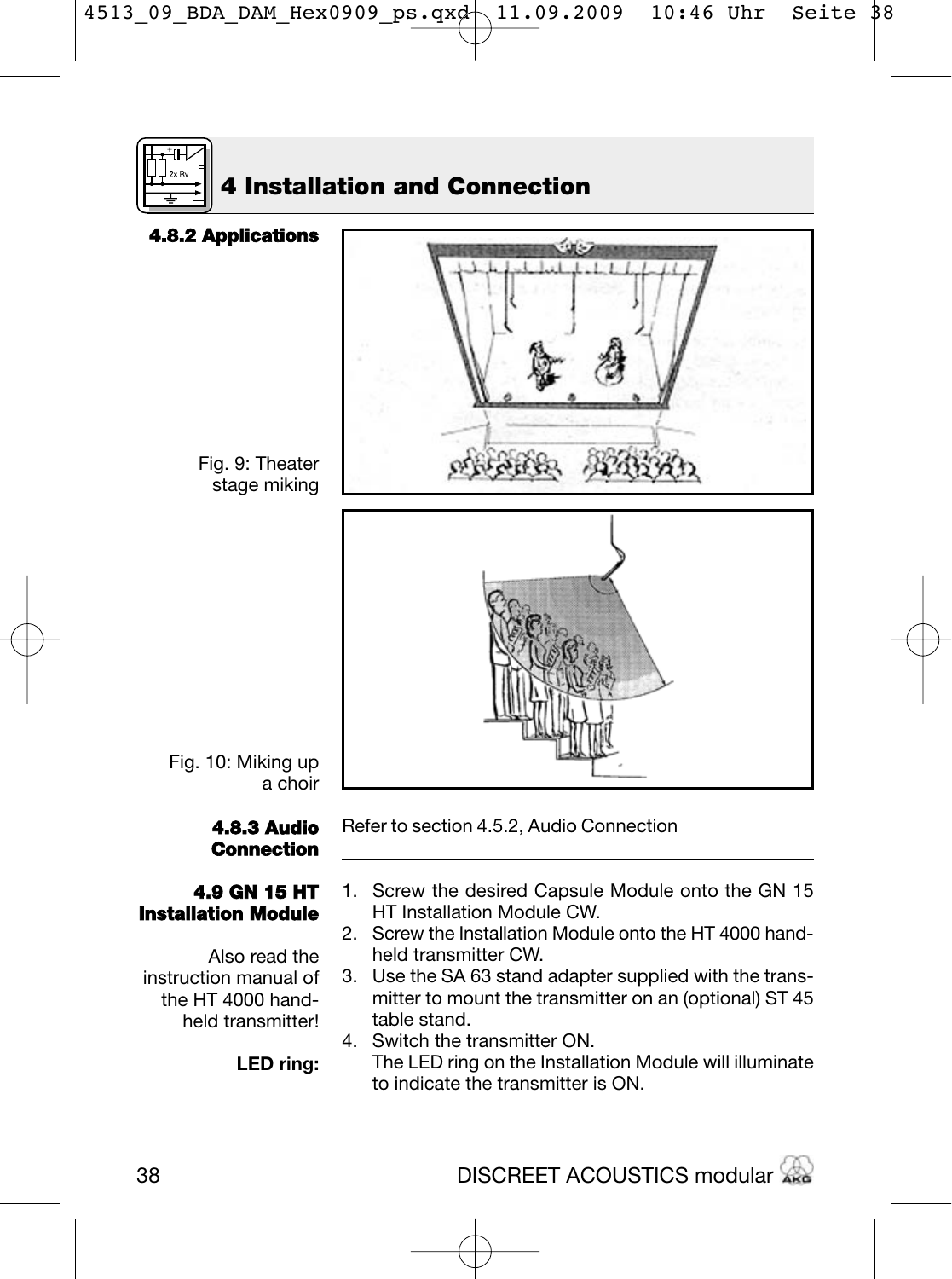# 4 Installation and Connection

### 4.8.2 Applications

Fig. 9: Theater stage miking

Fig. 10: Miking up a choir

### 4.8.3 Audio Connection

Refer to section 4.5.2, Audio Connection

## 4.9 GN 15 HT Installation Module

Also read the instruction manual of the HT 4000 hand-held transmitter!

1. Screw the desired Capsule Module onto the GN 15 HT Installation Module CW.
2. Screw the Installation Module onto the HT 4000 hand-held transmitter CW.
3. Use the SA 63 stand adapter supplied with the transmitter to mount the transmitter on an (optional) ST 45 table stand.
4. Switch the transmitter ON.

**LED ring:** The LED ring on the Installation Module will illuminate to indicate the transmitter is ON.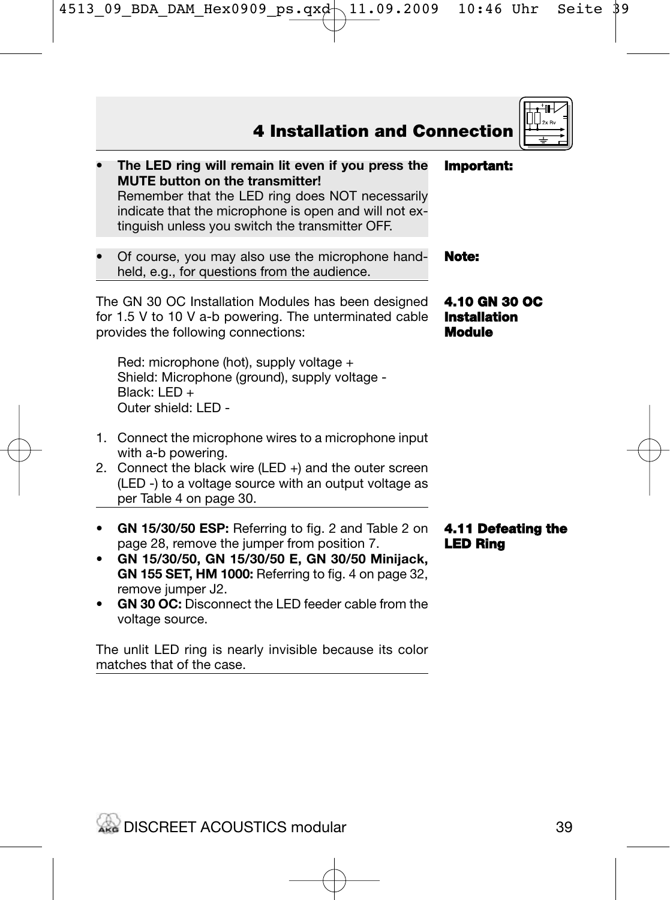# 4 Installation and Connection

**Important:**

- **The LED ring will remain lit even if you press the MUTE button on the transmitter!**
  Remember that the LED ring does NOT necessarily indicate that the microphone is open and will not extinguish unless you switch the transmitter OFF.

**Note:**

- Of course, you may also use the microphone handheld, e.g., for questions from the audience.

## 4.10 GN 30 OC Installation Module

The GN 30 OC Installation Modules has been designed for 1.5 V to 10 V a-b powering. The unterminated cable provides the following connections:

Red: microphone (hot), supply voltage +
Shield: Microphone (ground), supply voltage -
Black: LED +
Outer shield: LED -

1. Connect the microphone wires to a microphone input with a-b powering.
2. Connect the black wire (LED +) and the outer screen (LED -) to a voltage source with an output voltage as per Table 4 on page 30.

## 4.11 Defeating the LED Ring

- **GN 15/30/50 ESP:** Referring to fig. 2 and Table 2 on page 28, remove the jumper from position 7.
- **GN 15/30/50, GN 15/30/50 E, GN 30/50 Minijack, GN 155 SET, HM 1000:** Referring to fig. 4 on page 32, remove jumper J2.
- **GN 30 OC:** Disconnect the LED feeder cable from the voltage source.

The unlit LED ring is nearly invisible because its color matches that of the case.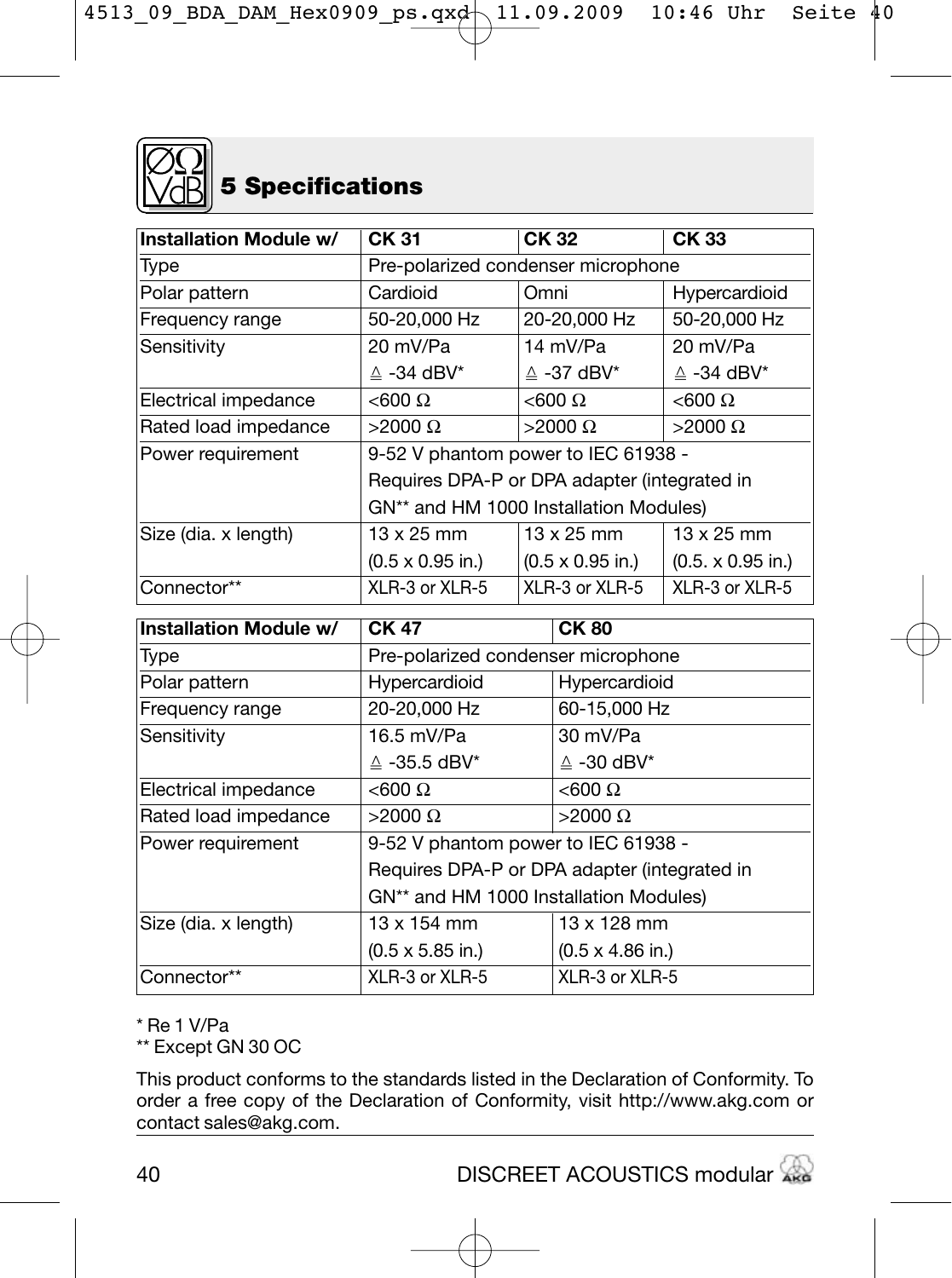## 5 Specifications

| Installation Module w/ | CK 31 | CK 32 | CK 33 |
|---|---|---|---|
| Type | Pre-polarized condenser microphone | | |
| Polar pattern | Cardioid | Omni | Hypercardioid |
| Frequency range | 50-20,000 Hz | 20-20,000 Hz | 50-20,000 Hz |
| Sensitivity | 20 mV/Pa ≙ -34 dBV* | 14 mV/Pa ≙ -37 dBV* | 20 mV/Pa ≙ -34 dBV* |
| Electrical impedance | <600 Ω | <600 Ω | <600 Ω |
| Rated load impedance | >2000 Ω | >2000 Ω | >2000 Ω |
| Power requirement | 9-52 V phantom power to IEC 61938 - Requires DPA-P or DPA adapter (integrated in GN** and HM 1000 Installation Modules) | | |
| Size (dia. x length) | 13 x 25 mm (0.5 x 0.95 in.) | 13 x 25 mm (0.5 x 0.95 in.) | 13 x 25 mm (0.5. x 0.95 in.) |
| Connector** | XLR-3 or XLR-5 | XLR-3 or XLR-5 | XLR-3 or XLR-5 |

| Installation Module w/ | CK 47 | CK 80 |
|---|---|---|
| Type | Pre-polarized condenser microphone | |
| Polar pattern | Hypercardioid | Hypercardioid |
| Frequency range | 20-20,000 Hz | 60-15,000 Hz |
| Sensitivity | 16.5 mV/Pa ≙ -35.5 dBV* | 30 mV/Pa ≙ -30 dBV* |
| Electrical impedance | <600 Ω | <600 Ω |
| Rated load impedance | >2000 Ω | >2000 Ω |
| Power requirement | 9-52 V phantom power to IEC 61938 - Requires DPA-P or DPA adapter (integrated in GN** and HM 1000 Installation Modules) | |
| Size (dia. x length) | 13 x 154 mm (0.5 x 5.85 in.) | 13 x 128 mm (0.5 x 4.86 in.) |
| Connector** | XLR-3 or XLR-5 | XLR-3 or XLR-5 |

* Re 1 V/Pa
** Except GN 30 OC

This product conforms to the standards listed in the Declaration of Conformity. To order a free copy of the Declaration of Conformity, visit http://www.akg.com or contact sales@akg.com.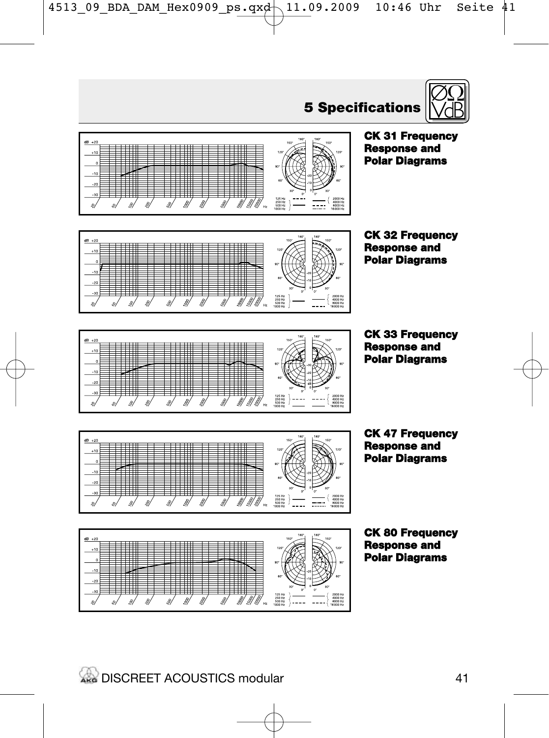# 5 Specifications

**CK 31 Frequency Response and Polar Diagrams**

**CK 32 Frequency Response and Polar Diagrams**

**CK 33 Frequency Response and Polar Diagrams**

**CK 47 Frequency Response and Polar Diagrams**

**CK 80 Frequency Response and Polar Diagrams**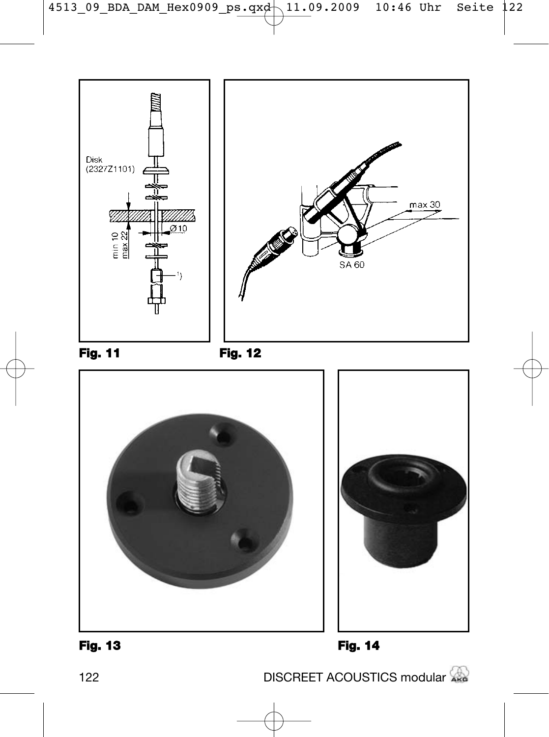Disk
(2327Z1101)

min 10
max 22

Ø10

1)

Fig. 11

max 30

SA 60

Fig. 12

Fig. 13

Fig. 14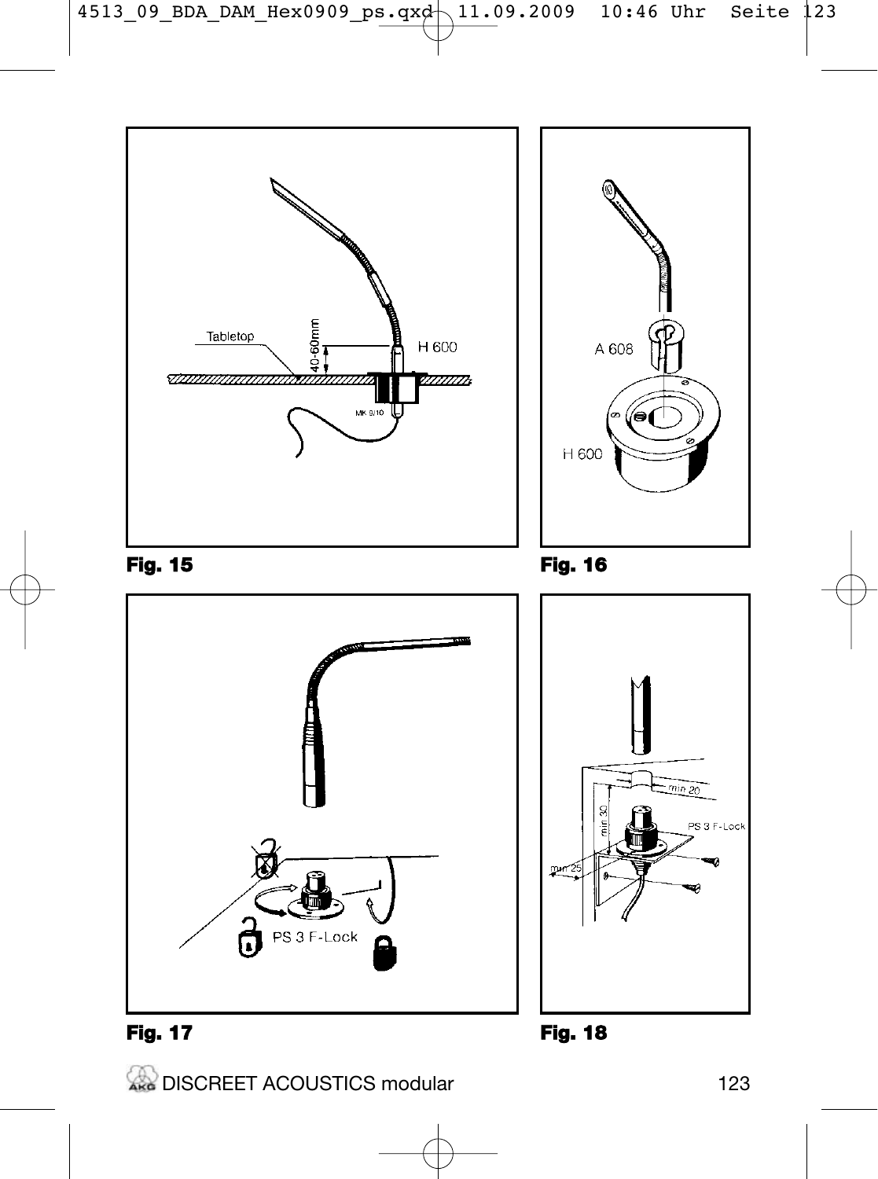Fig. 15

Fig. 16

Fig. 17

Fig. 18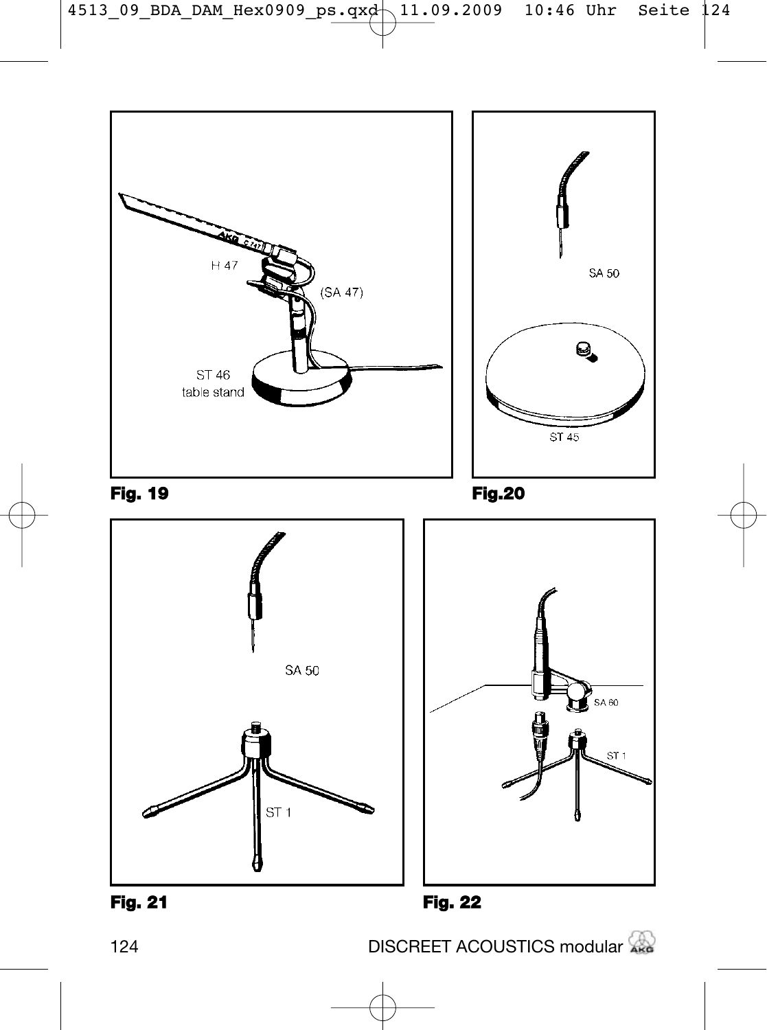H 47

(SA 47)

ST 46
table stand

Fig. 19

SA 50

ST 45

Fig.20

SA 50

ST 1

Fig. 21

SA 60

ST 1

Fig. 22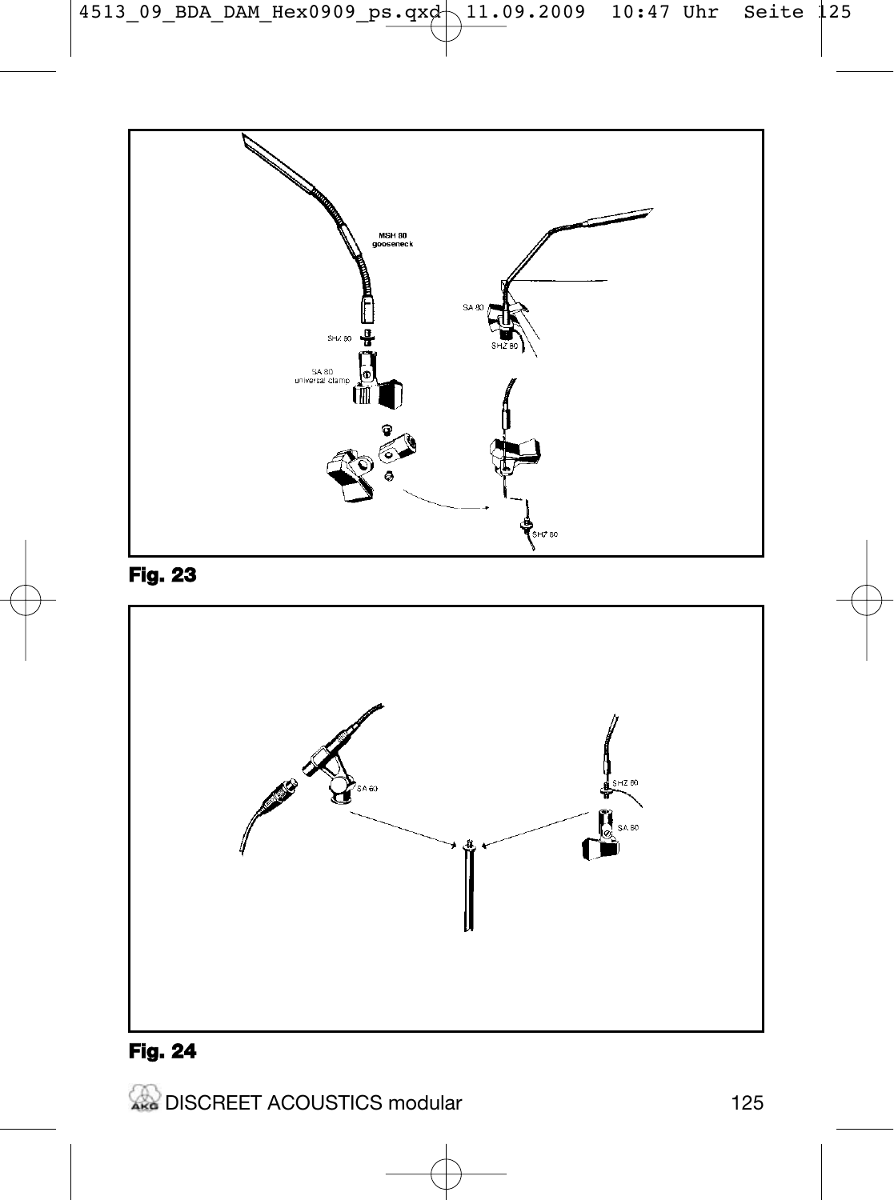Fig. 23

Fig. 24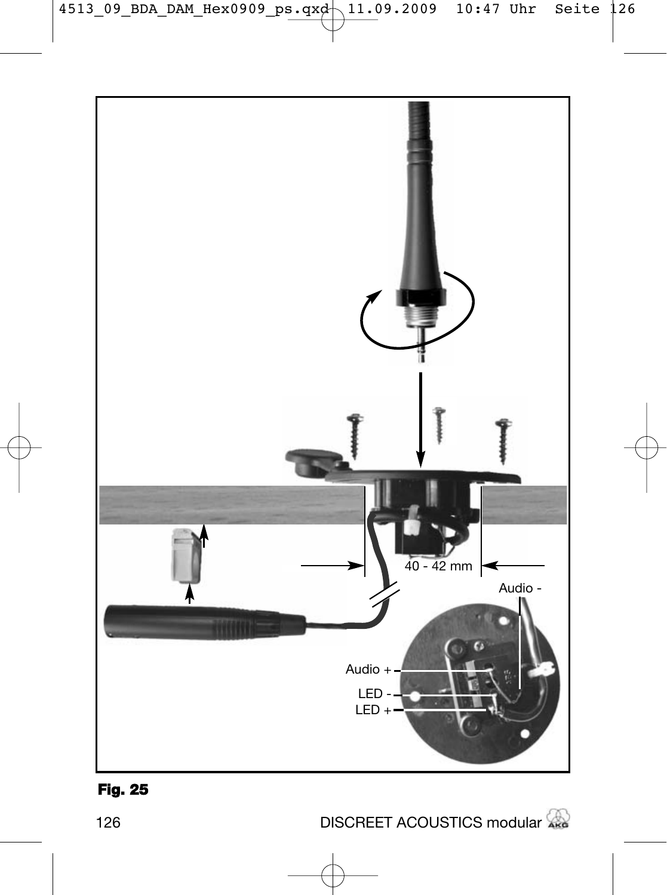40 - 42 mm

Audio -

Audio +

LED -

LED +

**Fig. 25**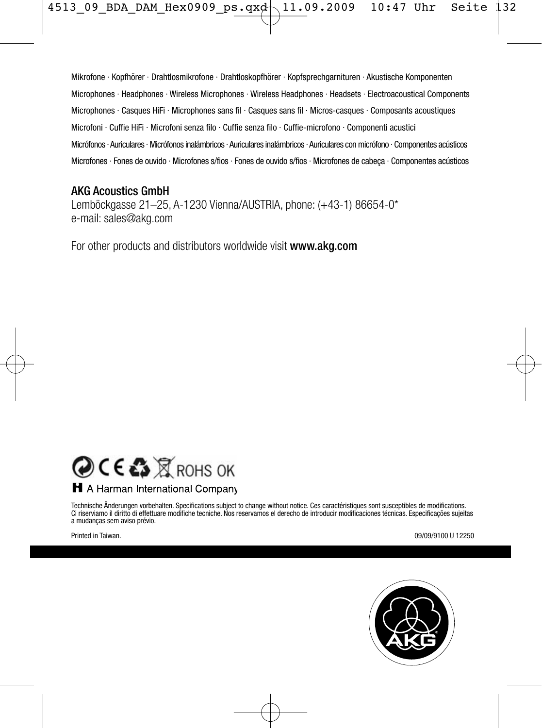Mikrofone · Kopfhörer · Drahtlosmikrofone · Drahtloskopfhörer · Kopfsprechgarnituren · Akustische Komponenten

Microphones · Headphones · Wireless Microphones · Wireless Headphones · Headsets · Electroacoustical Components

Microphones · Casques HiFi · Microphones sans fil · Casques sans fil · Micros-casques · Composants acoustiques

Microfoni · Cuffie HiFi · Microfoni senza filo · Cuffie senza filo · Cuffie-microfono · Componenti acustici

Micrófonos · Auriculares · Micrófonos inalámbricos · Auriculares inalámbricos · Auriculares con micrófono · Componentes acústicos

Microfones · Fones de ouvido · Microfones s/fios · Fones de ouvido s/fios · Microfones de cabeça · Componentes acústicos

**AKG Acoustics GmbH**
Lemböckgasse 21–25, A-1230 Vienna/AUSTRIA, phone: (+43-1) 86654-0*
e-mail: sales@akg.com

For other products and distributors worldwide visit **www.akg.com**

ROHS OK

A Harman International Company

Technische Änderungen vorbehalten. Specifications subject to change without notice. Ces caractéristiques sont susceptibles de modifications. Ci riserviamo il diritto di effettuare modifiche tecniche. Nos reservamos el derecho de introducir modificaciones técnicas. Especificações sujeitas a mudanças sem aviso prévio.

Printed in Taiwan.

09/09/9100 U 12250